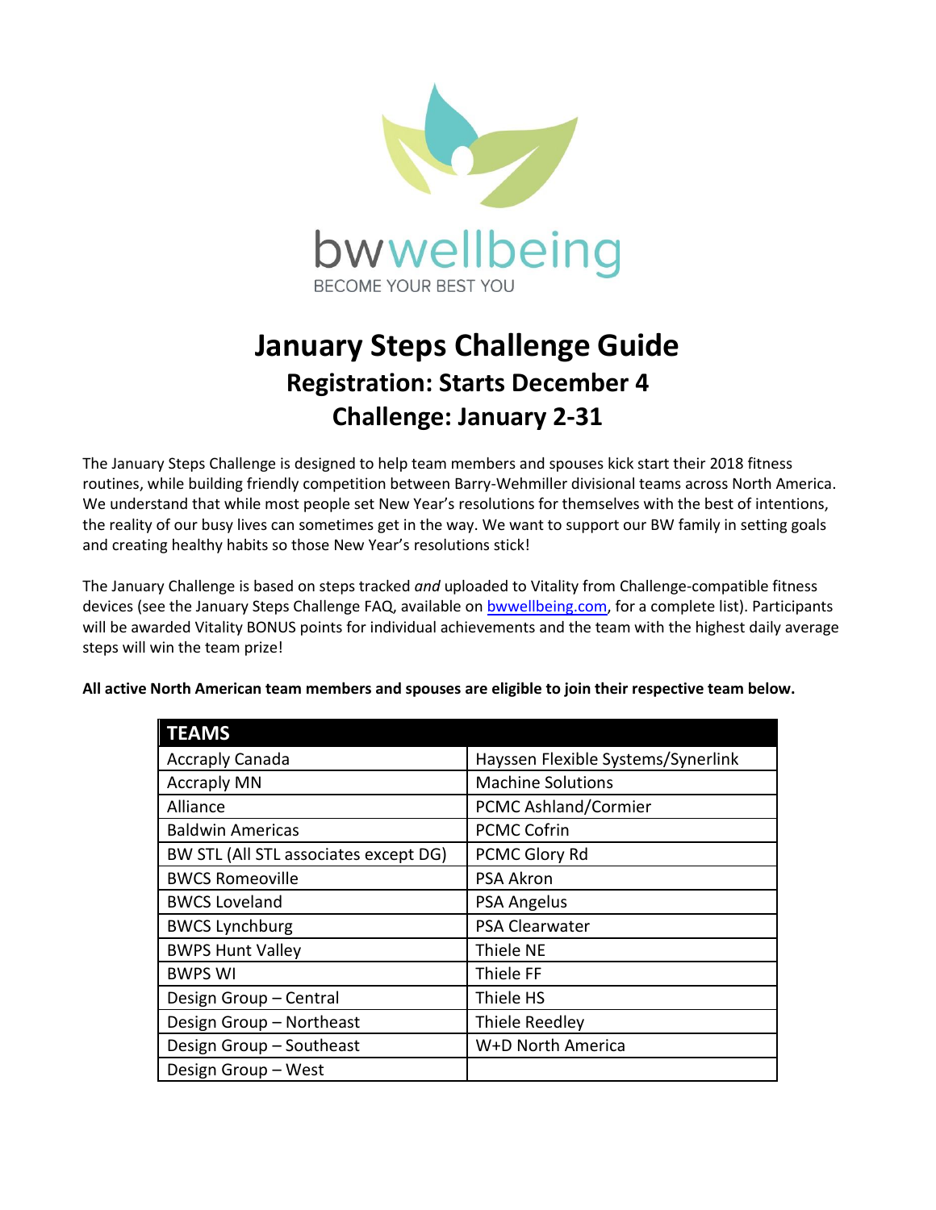bwwellbeing

BECOME YOUR BEST YOU

# January Steps Challenge Guide

## Registration: Starts December 4

## Challenge: January 2-31

The January Steps Challenge is designed to help team members and spouses kick start their 2018 fitness routines, while building friendly competition between Barry-Wehmiller divisional teams across North America. We understand that while most people set New Year's resolutions for themselves with the best of intentions, the reality of our busy lives can sometimes get in the way. We want to support our BW family in setting goals and creating healthy habits so those New Year's resolutions stick!

The January Challenge is based on steps tracked *and* uploaded to Vitality from Challenge-compatible fitness devices (see the January Steps Challenge FAQ, available on [bwwellbeing.com](bwwellbeing.com), for a complete list). Participants will be awarded Vitality BONUS points for individual achievements and the team with the highest daily average steps will win the team prize!

**All active North American team members and spouses are eligible to join their respective team below.**

| TEAMS | |
|---|---|
| Accraply Canada | Hayssen Flexible Systems/Synerlink |
| Accraply MN | Machine Solutions |
| Alliance | PCMC Ashland/Cormier |
| Baldwin Americas | PCMC Cofrin |
| BW STL (All STL associates except DG) | PCMC Glory Rd |
| BWCS Romeoville | PSA Akron |
| BWCS Loveland | PSA Angelus |
| BWCS Lynchburg | PSA Clearwater |
| BWPS Hunt Valley | Thiele NE |
| BWPS WI | Thiele FF |
| Design Group – Central | Thiele HS |
| Design Group – Northeast | Thiele Reedley |
| Design Group – Southeast | W+D North America |
| Design Group – West | |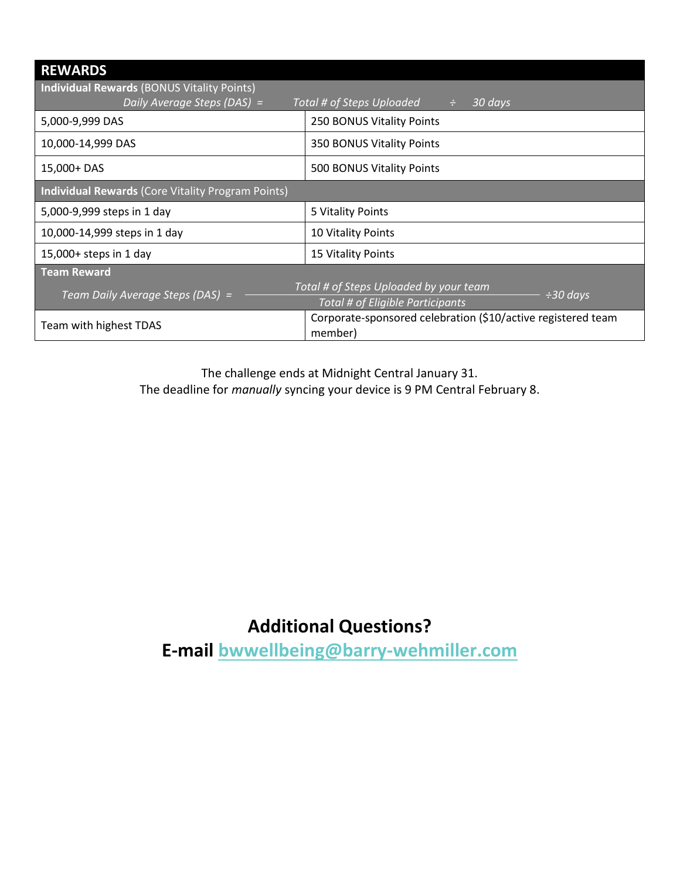| REWARDS | |
|---|---|
| **Individual Rewards** (BONUS Vitality Points) *Daily Average Steps (DAS) = Total # of Steps Uploaded ÷ 30 days* | |
| 5,000-9,999 DAS | 250 BONUS Vitality Points |
| 10,000-14,999 DAS | 350 BONUS Vitality Points |
| 15,000+ DAS | 500 BONUS Vitality Points |
| **Individual Rewards** (Core Vitality Program Points) | |
| 5,000-9,999 steps in 1 day | 5 Vitality Points |
| 10,000-14,999 steps in 1 day | 10 Vitality Points |
| 15,000+ steps in 1 day | 15 Vitality Points |
| **Team Reward** *Team Daily Average Steps (DAS) = (Total # of Steps Uploaded by your team / Total # of Eligible Participants) ÷30 days* | |
| Team with highest TDAS | Corporate-sponsored celebration ($10/active registered team member) |

The challenge ends at Midnight Central January 31.
The deadline for *manually* syncing your device is 9 PM Central February 8.

## Additional Questions?
## E-mail bwwellbeing@barry-wehmiller.com